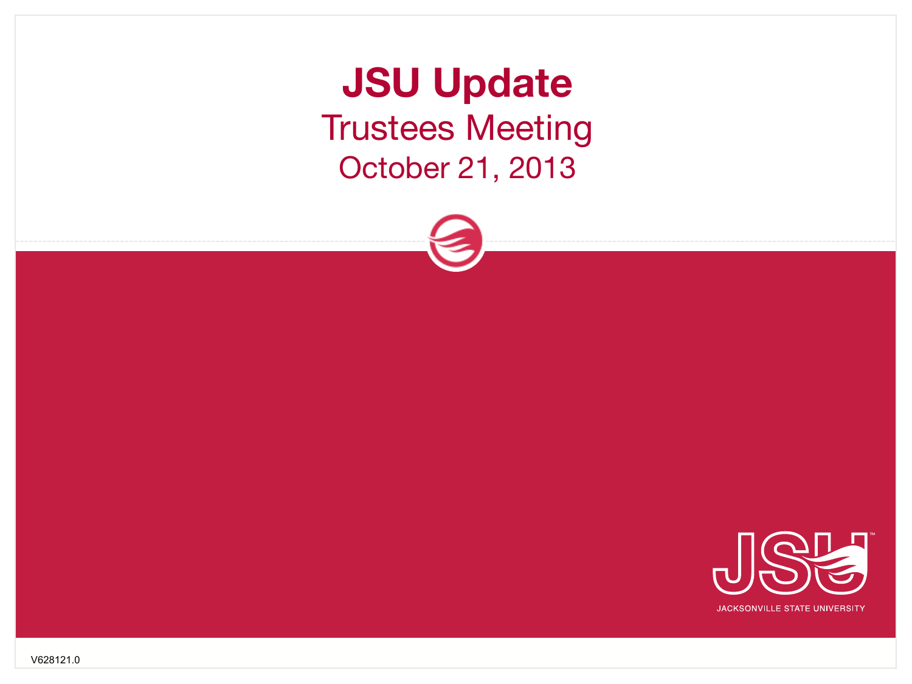# JSU Update

## Trustees Meeting

October 21, 2013

JACKSONVILLE STATE UNIVERSITY

V628121.0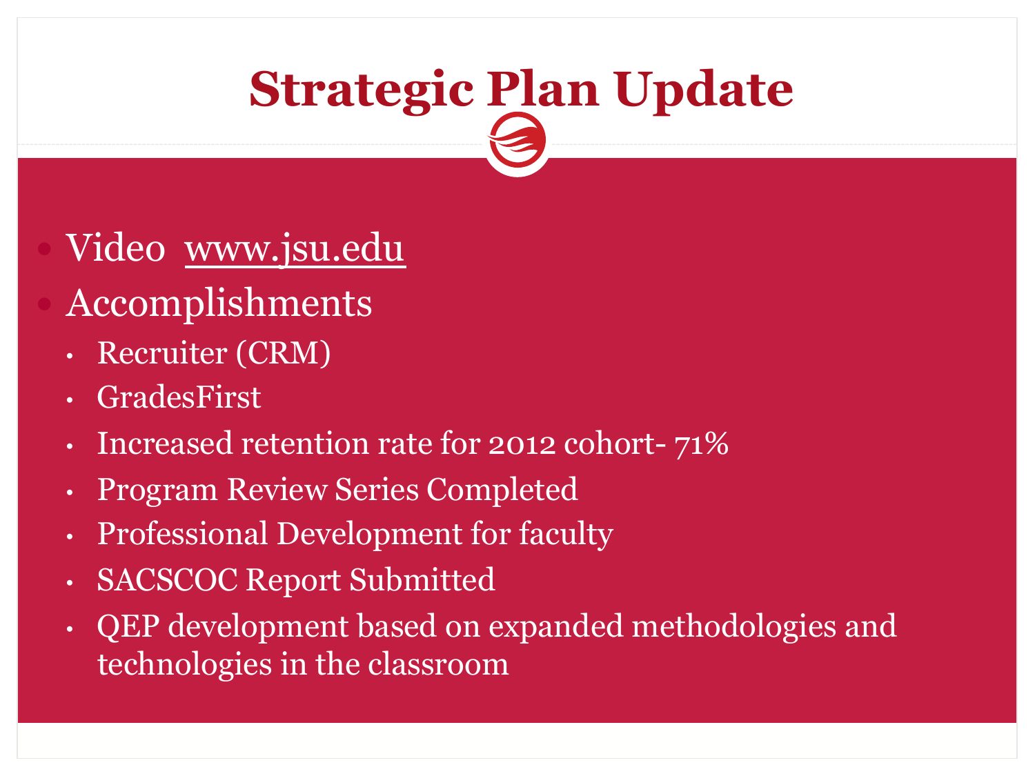# Strategic Plan Update

- Video www.jsu.edu
- Accomplishments
  - Recruiter (CRM)
  - GradesFirst
  - Increased retention rate for 2012 cohort- 71%
  - Program Review Series Completed
  - Professional Development for faculty
  - SACSCOC Report Submitted
  - QEP development based on expanded methodologies and technologies in the classroom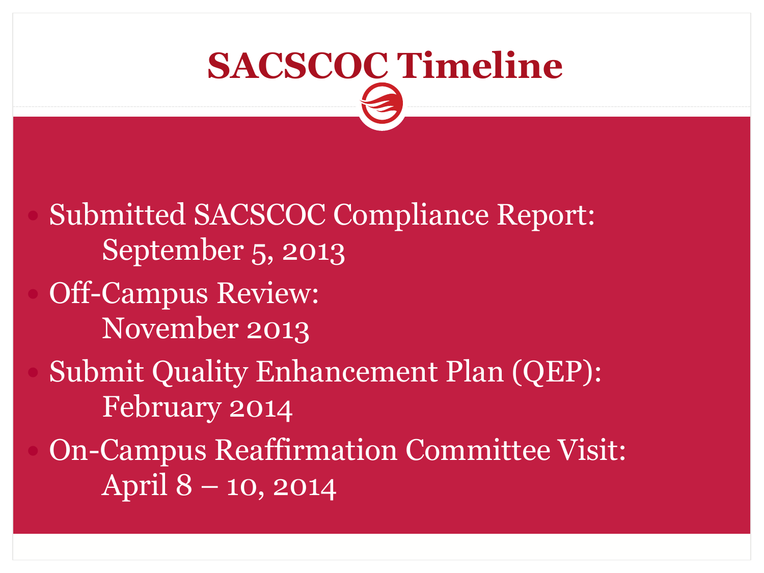# SACSCOC Timeline

- Submitted SACSCOC Compliance Report:
  September 5, 2013
- Off-Campus Review:
  November 2013
- Submit Quality Enhancement Plan (QEP):
  February 2014
- On-Campus Reaffirmation Committee Visit:
  April 8 – 10, 2014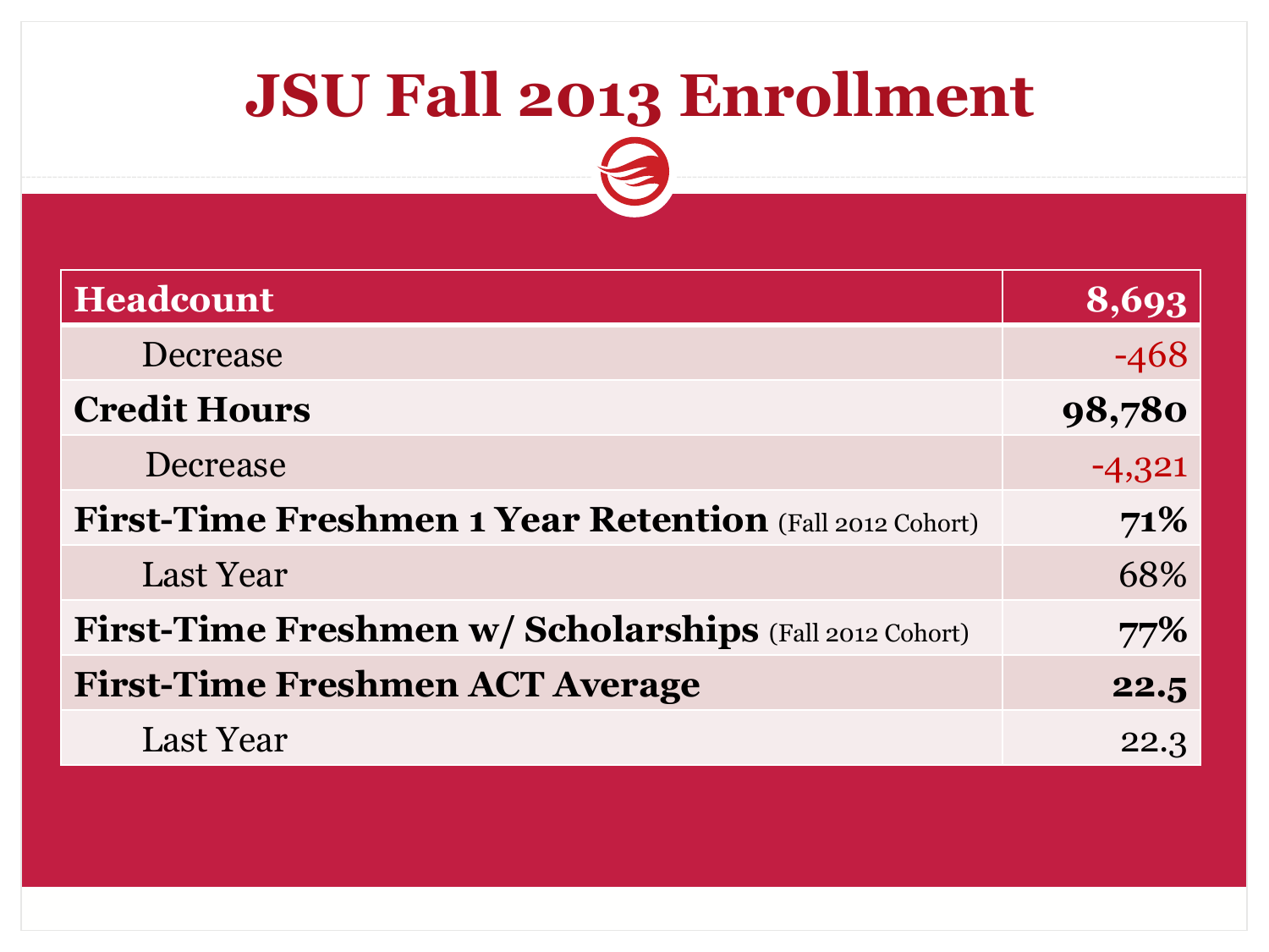# JSU Fall 2013 Enrollment

| **Headcount** | **8,693** |
|---|---|
| Decrease | -468 |
| **Credit Hours** | **98,780** |
| Decrease | -4,321 |
| **First-Time Freshmen 1 Year Retention** (Fall 2012 Cohort) | **71%** |
| Last Year | 68% |
| **First-Time Freshmen w/ Scholarships** (Fall 2012 Cohort) | **77%** |
| **First-Time Freshmen ACT Average** | **22.5** |
| Last Year | 22.3 |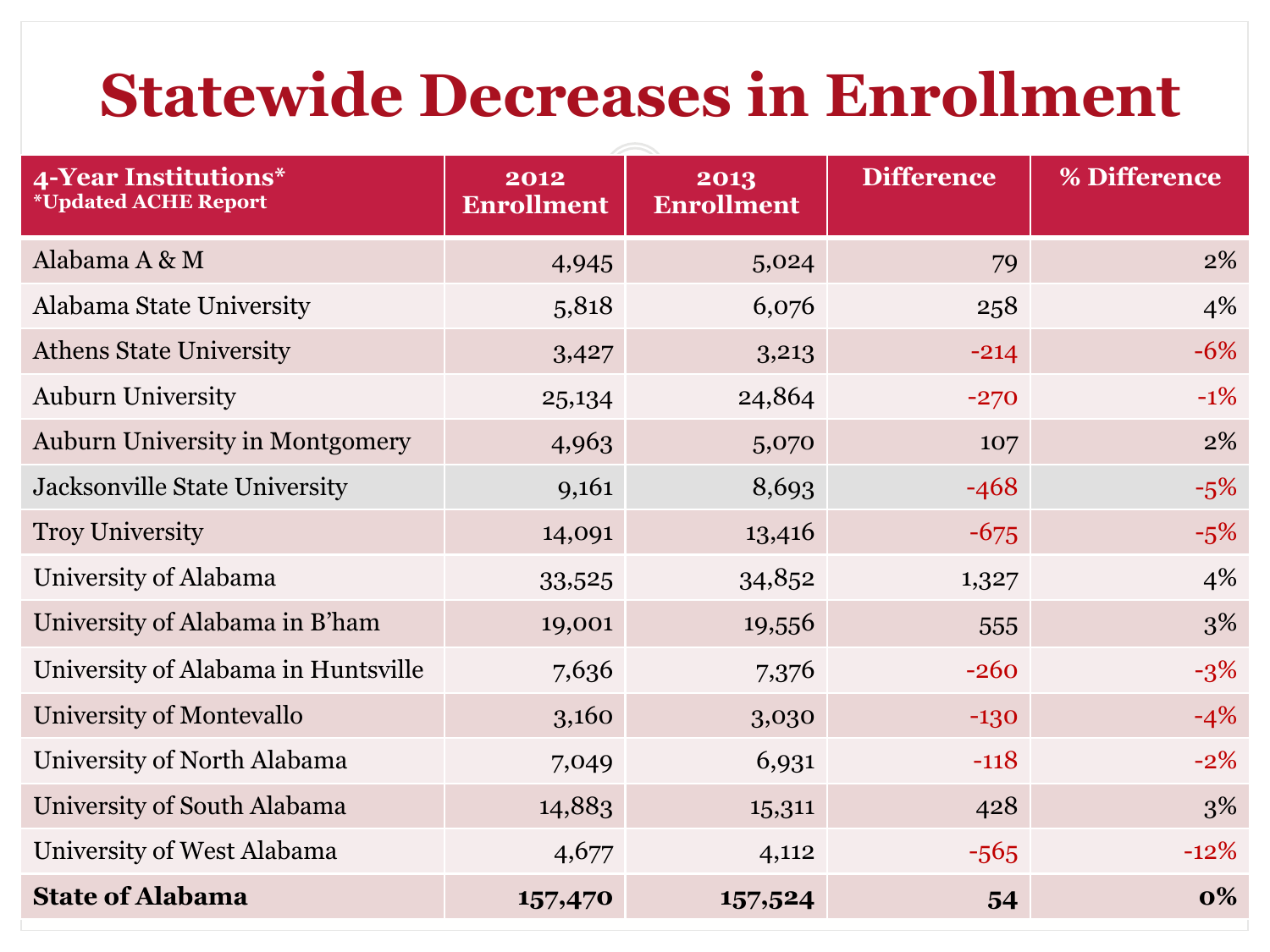# Statewide Decreases in Enrollment

| 4-Year Institutions* *Updated ACHE Report | 2012 Enrollment | 2013 Enrollment | Difference | % Difference |
|---|---|---|---|---|
| Alabama A & M | 4,945 | 5,024 | 79 | 2% |
| Alabama State University | 5,818 | 6,076 | 258 | 4% |
| Athens State University | 3,427 | 3,213 | -214 | -6% |
| Auburn University | 25,134 | 24,864 | -270 | -1% |
| Auburn University in Montgomery | 4,963 | 5,070 | 107 | 2% |
| Jacksonville State University | 9,161 | 8,693 | -468 | -5% |
| Troy University | 14,091 | 13,416 | -675 | -5% |
| University of Alabama | 33,525 | 34,852 | 1,327 | 4% |
| University of Alabama in B'ham | 19,001 | 19,556 | 555 | 3% |
| University of Alabama in Huntsville | 7,636 | 7,376 | -260 | -3% |
| University of Montevallo | 3,160 | 3,030 | -130 | -4% |
| University of North Alabama | 7,049 | 6,931 | -118 | -2% |
| University of South Alabama | 14,883 | 15,311 | 428 | 3% |
| University of West Alabama | 4,677 | 4,112 | -565 | -12% |
| **State of Alabama** | **157,470** | **157,524** | **54** | **0%** |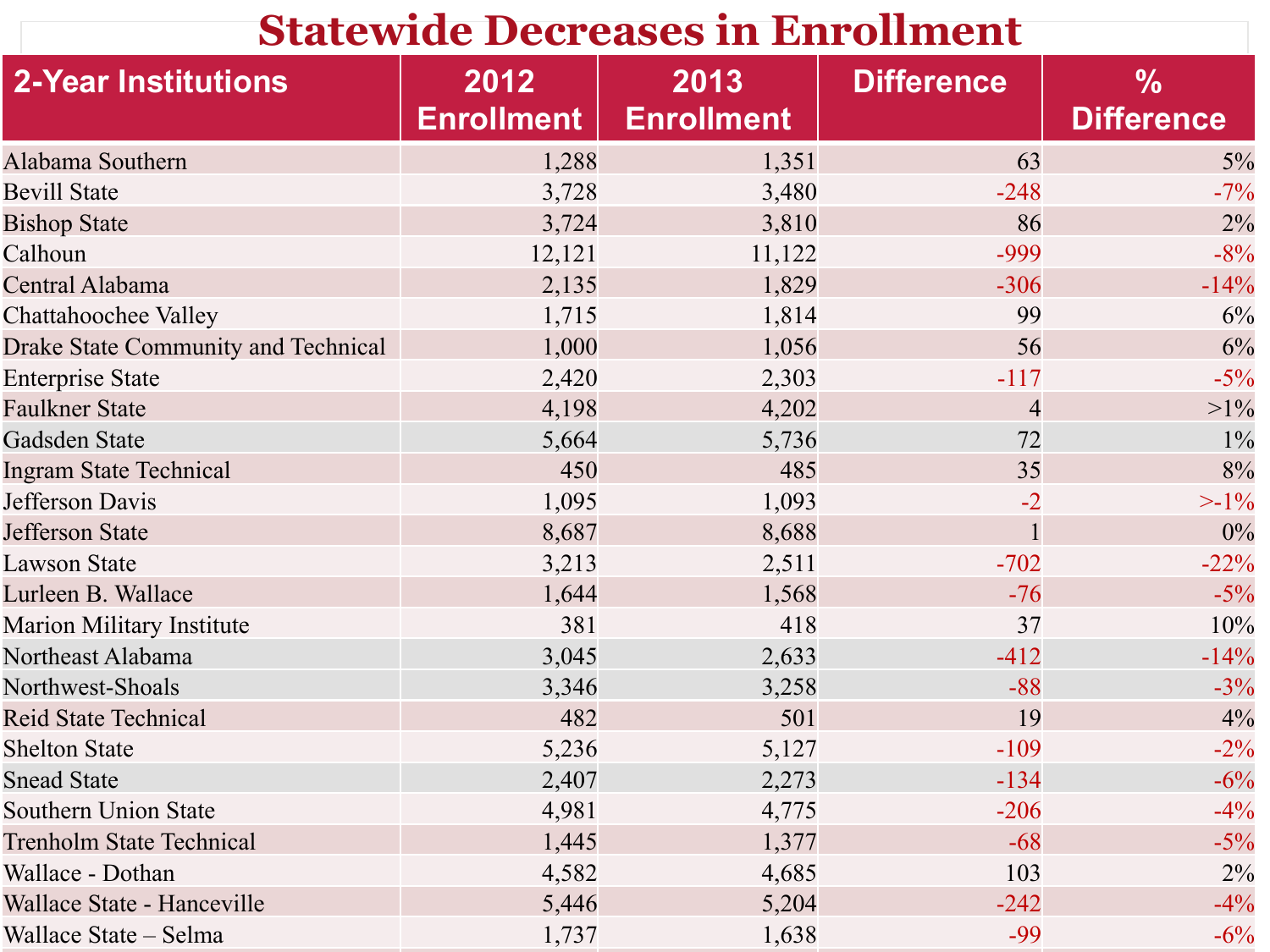# Statewide Decreases in Enrollment

| 2-Year Institutions | 2012 Enrollment | 2013 Enrollment | Difference | % Difference |
|---|---|---|---|---|
| Alabama Southern | 1,288 | 1,351 | 63 | 5% |
| Bevill State | 3,728 | 3,480 | -248 | -7% |
| Bishop State | 3,724 | 3,810 | 86 | 2% |
| Calhoun | 12,121 | 11,122 | -999 | -8% |
| Central Alabama | 2,135 | 1,829 | -306 | -14% |
| Chattahoochee Valley | 1,715 | 1,814 | 99 | 6% |
| Drake State Community and Technical | 1,000 | 1,056 | 56 | 6% |
| Enterprise State | 2,420 | 2,303 | -117 | -5% |
| Faulkner State | 4,198 | 4,202 | 4 | >1% |
| Gadsden State | 5,664 | 5,736 | 72 | 1% |
| Ingram State Technical | 450 | 485 | 35 | 8% |
| Jefferson Davis | 1,095 | 1,093 | -2 | >-1% |
| Jefferson State | 8,687 | 8,688 | 1 | 0% |
| Lawson State | 3,213 | 2,511 | -702 | -22% |
| Lurleen B. Wallace | 1,644 | 1,568 | -76 | -5% |
| Marion Military Institute | 381 | 418 | 37 | 10% |
| Northeast Alabama | 3,045 | 2,633 | -412 | -14% |
| Northwest-Shoals | 3,346 | 3,258 | -88 | -3% |
| Reid State Technical | 482 | 501 | 19 | 4% |
| Shelton State | 5,236 | 5,127 | -109 | -2% |
| Snead State | 2,407 | 2,273 | -134 | -6% |
| Southern Union State | 4,981 | 4,775 | -206 | -4% |
| Trenholm State Technical | 1,445 | 1,377 | -68 | -5% |
| Wallace - Dothan | 4,582 | 4,685 | 103 | 2% |
| Wallace State - Hanceville | 5,446 | 5,204 | -242 | -4% |
| Wallace State – Selma | 1,737 | 1,638 | -99 | -6% |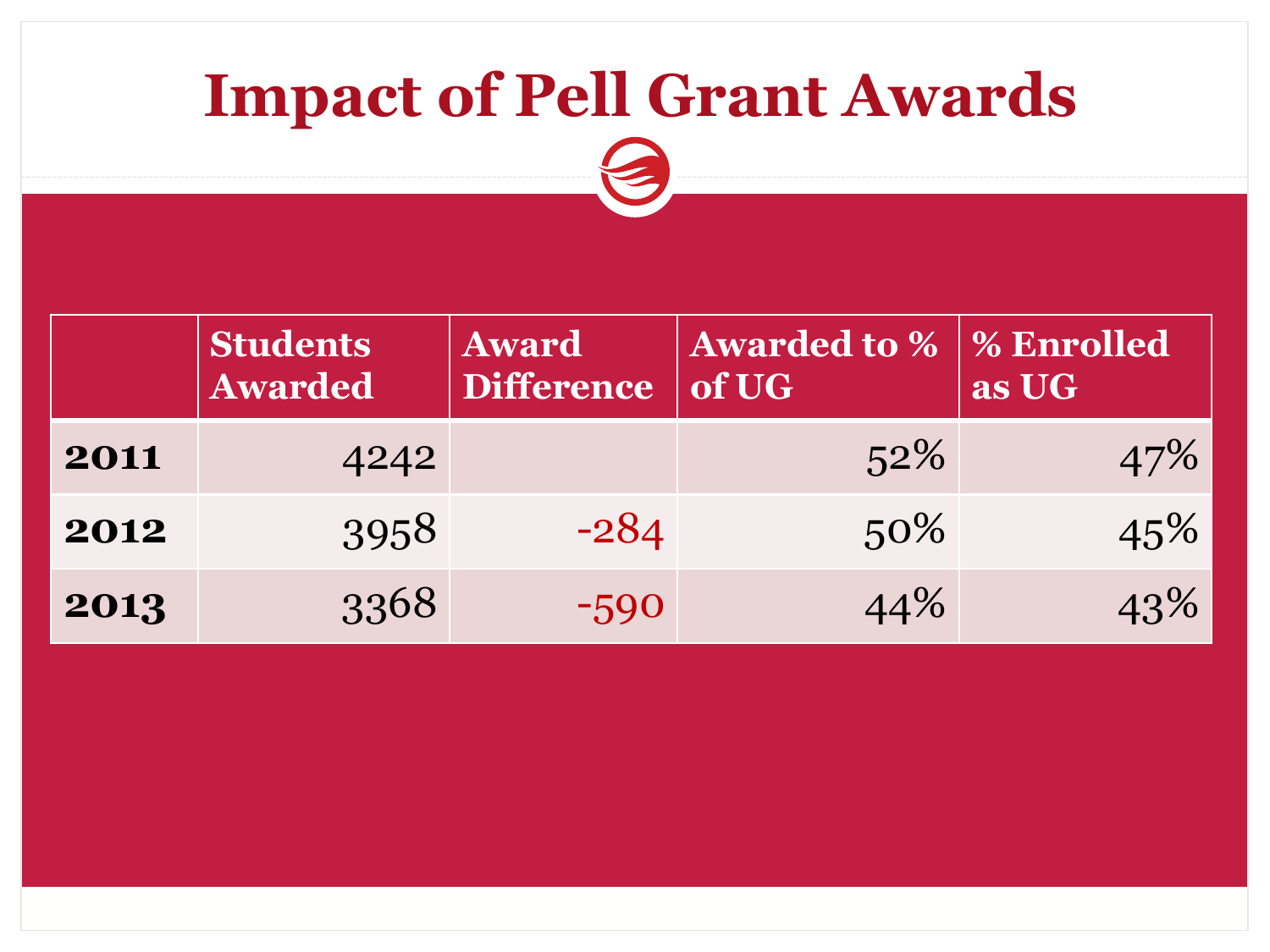# Impact of Pell Grant Awards

| | Students Awarded | Award Difference | Awarded to % of UG | % Enrolled as UG |
|---|---|---|---|---|
| **2011** | 4242 | | 52% | 47% |
| **2012** | 3958 | -284 | 50% | 45% |
| **2013** | 3368 | -590 | 44% | 43% |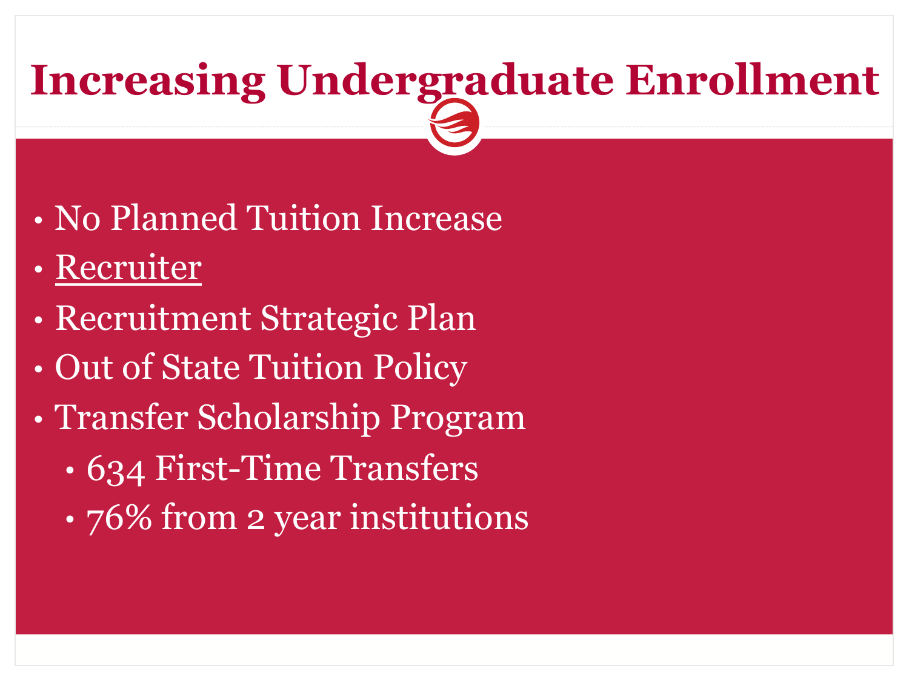# Increasing Undergraduate Enrollment

- No Planned Tuition Increase
- <u>Recruiter</u>
- Recruitment Strategic Plan
- Out of State Tuition Policy
- Transfer Scholarship Program
  - 634 First-Time Transfers
  - 76% from 2 year institutions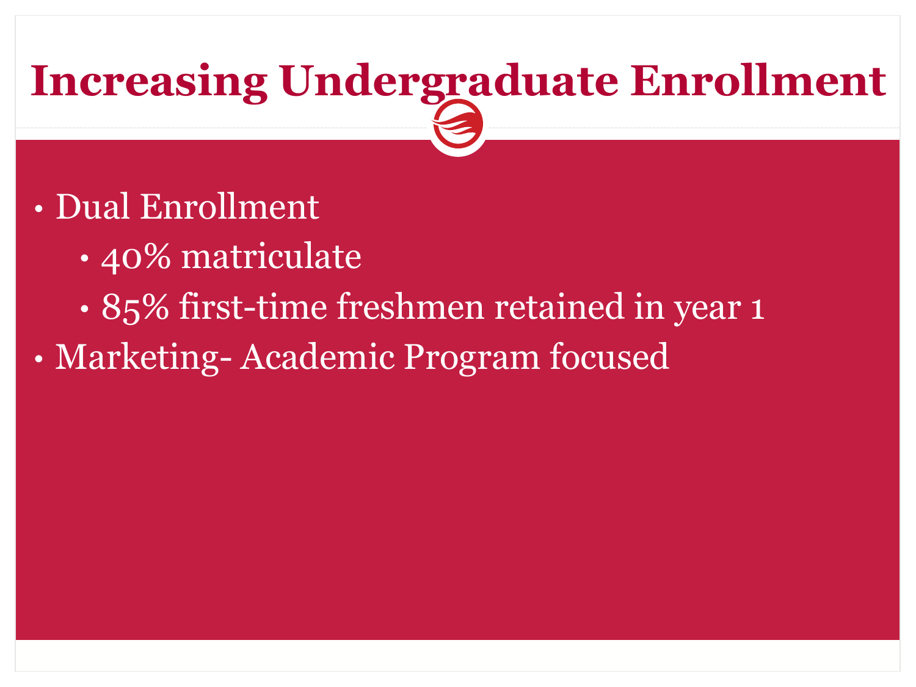# Increasing Undergraduate Enrollment

- Dual Enrollment
  - 40% matriculate
  - 85% first-time freshmen retained in year 1
- Marketing- Academic Program focused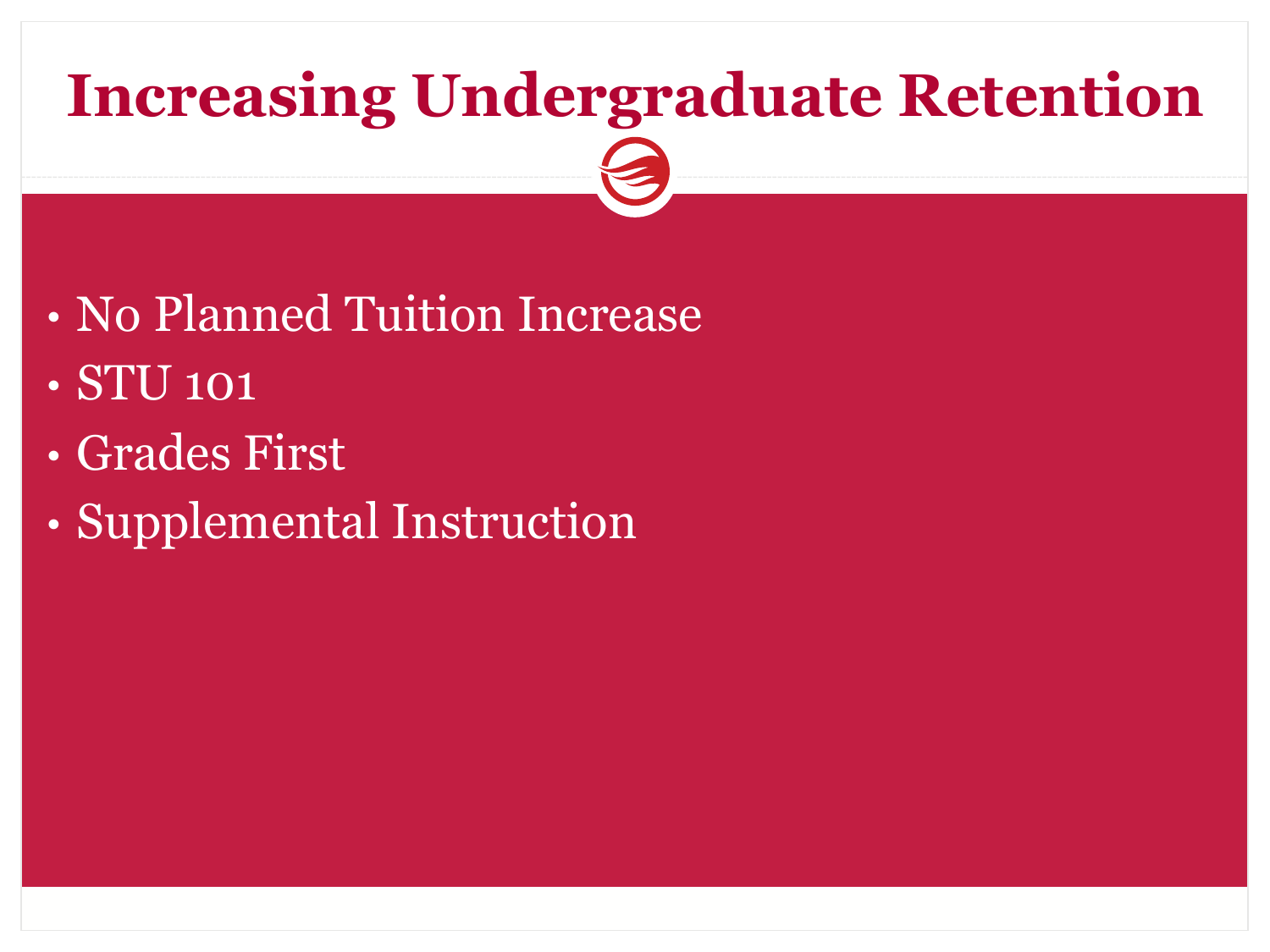# Increasing Undergraduate Retention

- No Planned Tuition Increase
- STU 101
- Grades First
- Supplemental Instruction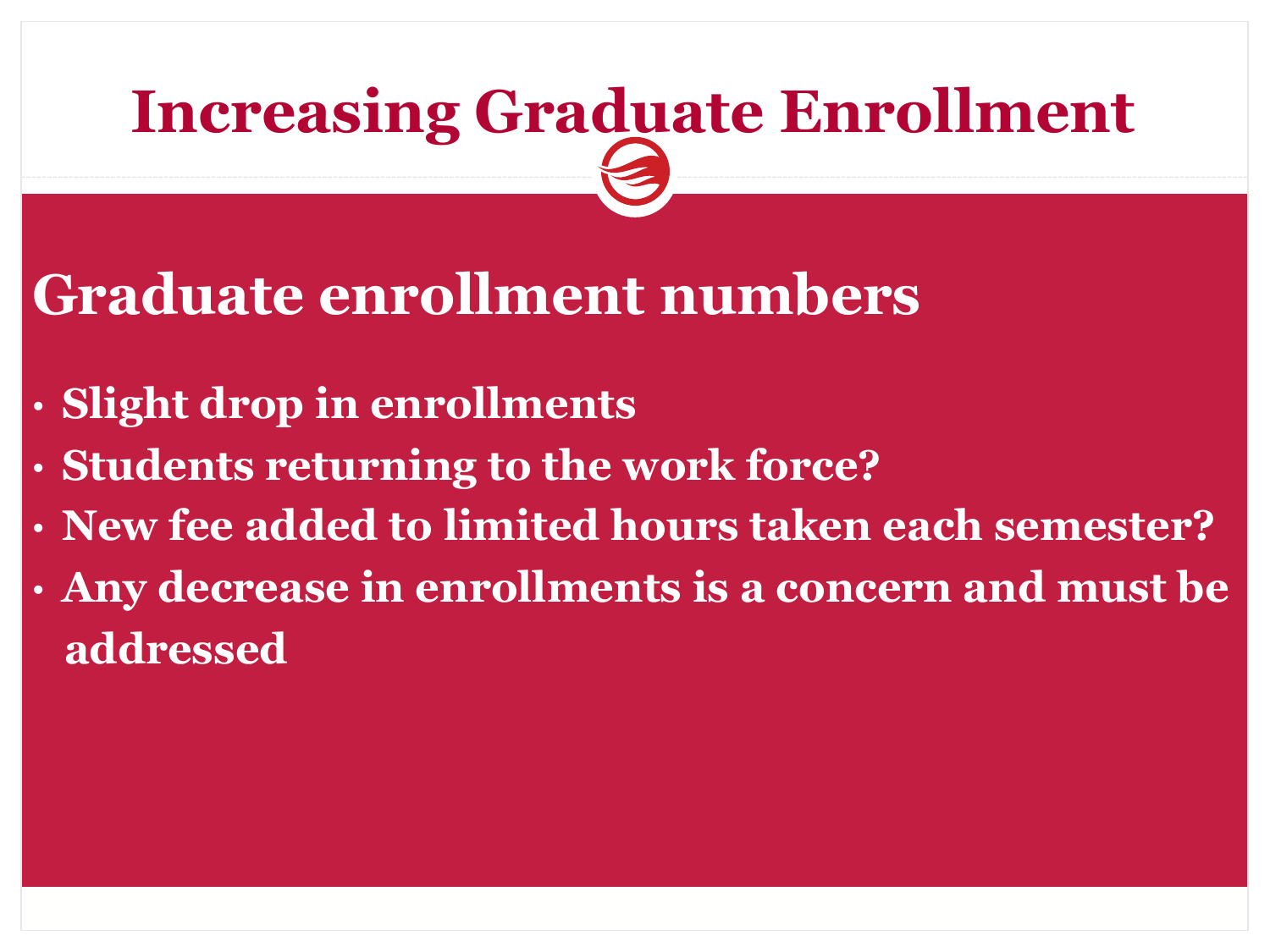# Increasing Graduate Enrollment

## Graduate enrollment numbers

- Slight drop in enrollments
- Students returning to the work force?
- New fee added to limited hours taken each semester?
- Any decrease in enrollments is a concern and must be addressed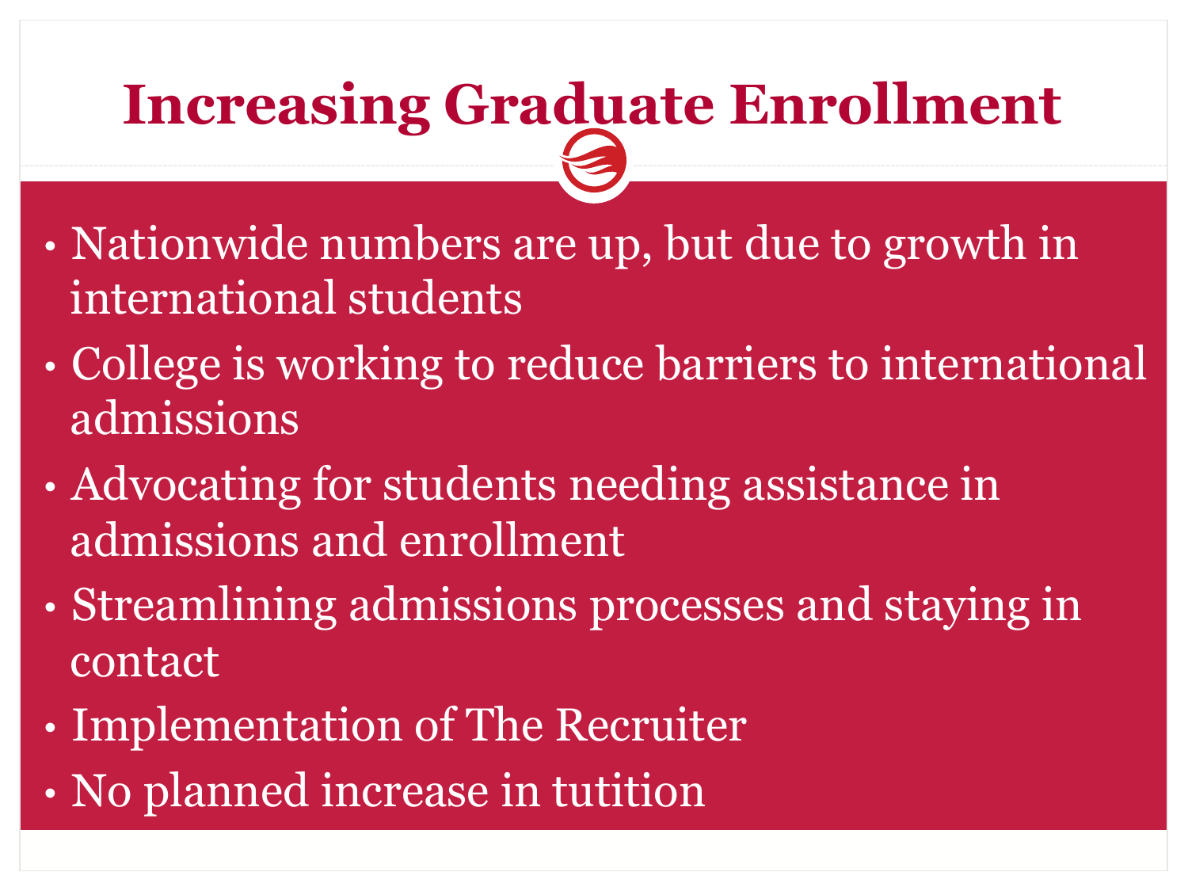# Increasing Graduate Enrollment

- Nationwide numbers are up, but due to growth in international students
- College is working to reduce barriers to international admissions
- Advocating for students needing assistance in admissions and enrollment
- Streamlining admissions processes and staying in contact
- Implementation of The Recruiter
- No planned increase in tutition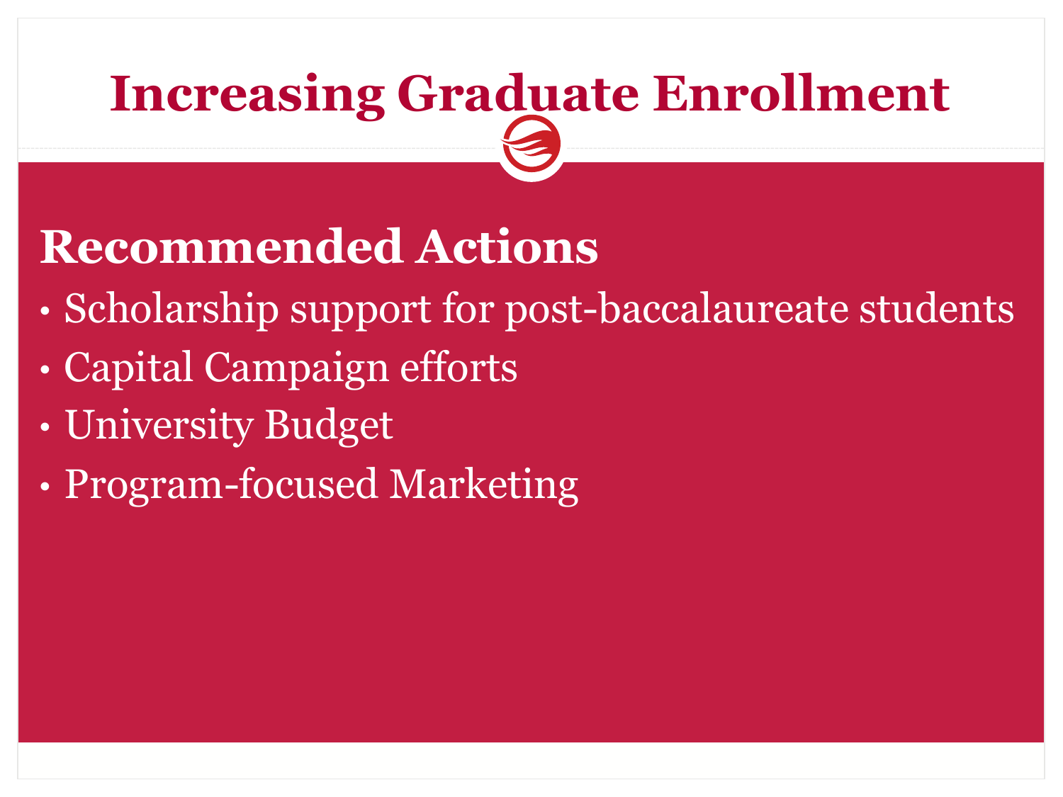# Increasing Graduate Enrollment

## Recommended Actions

- Scholarship support for post-baccalaureate students
- Capital Campaign efforts
- University Budget
- Program-focused Marketing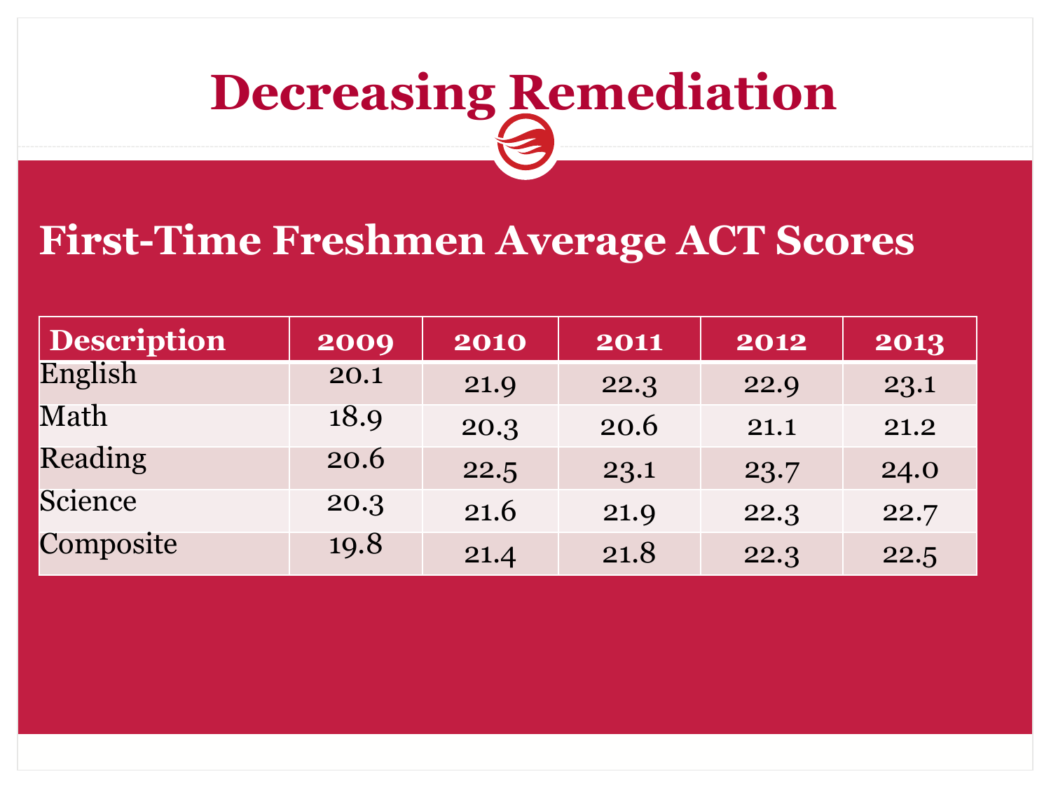# Decreasing Remediation

## First-Time Freshmen Average ACT Scores

| Description | 2009 | 2010 | 2011 | 2012 | 2013 |
|---|---|---|---|---|---|
| English | 20.1 | 21.9 | 22.3 | 22.9 | 23.1 |
| Math | 18.9 | 20.3 | 20.6 | 21.1 | 21.2 |
| Reading | 20.6 | 22.5 | 23.1 | 23.7 | 24.0 |
| Science | 20.3 | 21.6 | 21.9 | 22.3 | 22.7 |
| Composite | 19.8 | 21.4 | 21.8 | 22.3 | 22.5 |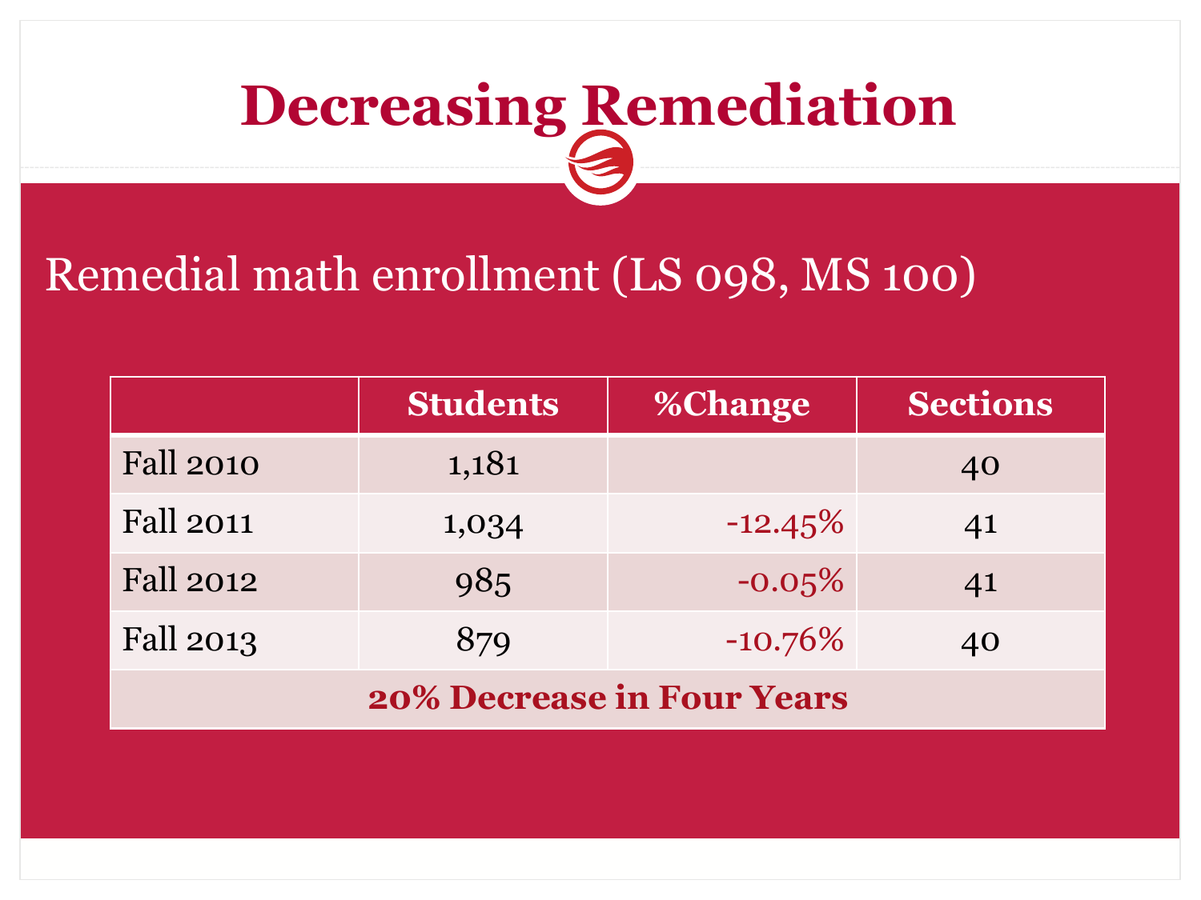# Decreasing Remediation

Remedial math enrollment (LS 098, MS 100)

| | Students | %Change | Sections |
|---|---|---|---|
| Fall 2010 | 1,181 | | 40 |
| Fall 2011 | 1,034 | -12.45% | 41 |
| Fall 2012 | 985 | -0.05% | 41 |
| Fall 2013 | 879 | -10.76% | 40 |
| **20% Decrease in Four Years** | | | |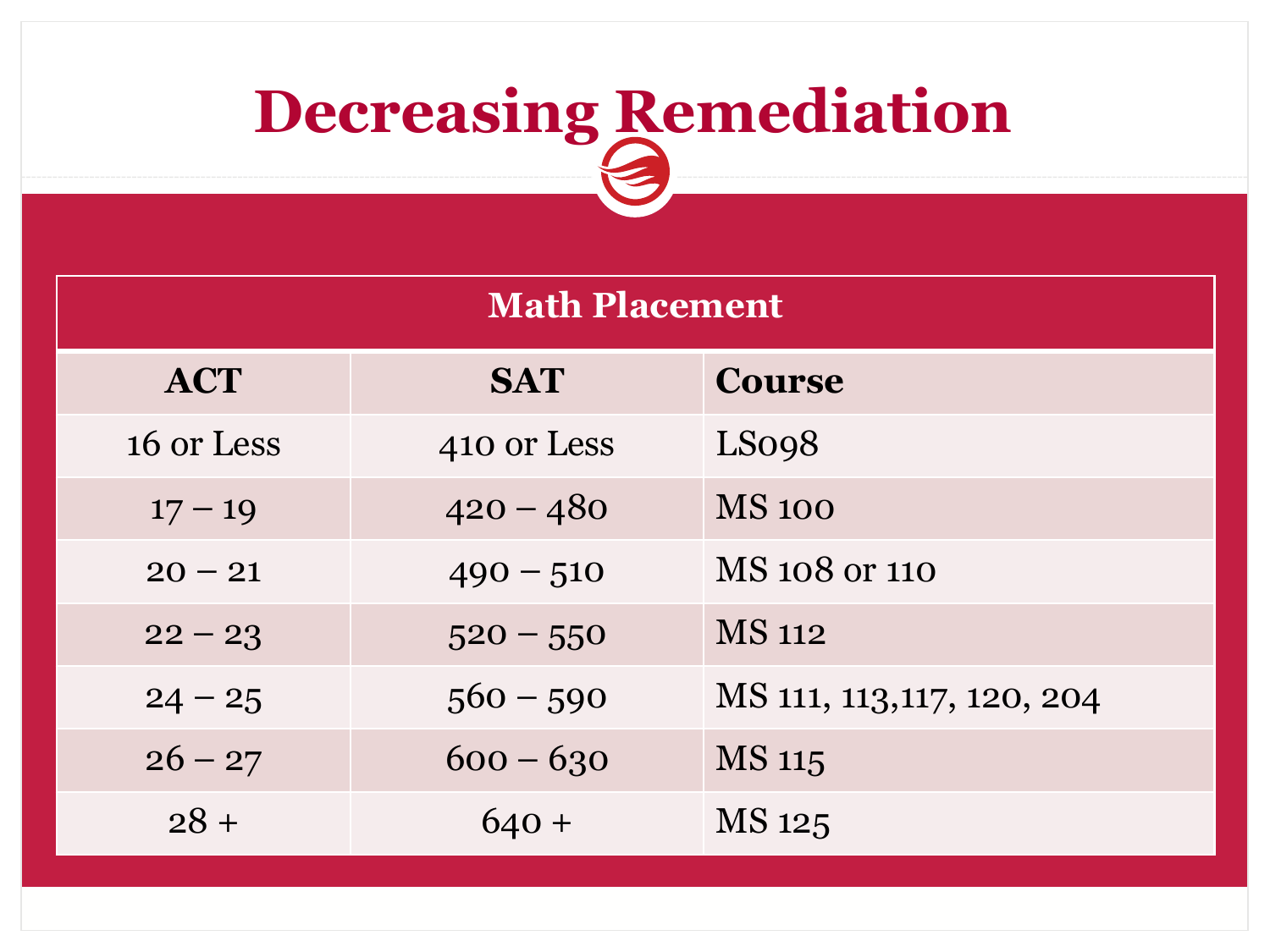# Decreasing Remediation

| Math Placement | | |
|---|---|---|
| **ACT** | **SAT** | **Course** |
| 16 or Less | 410 or Less | LS098 |
| 17 – 19 | 420 – 480 | MS 100 |
| 20 – 21 | 490 – 510 | MS 108 or 110 |
| 22 – 23 | 520 – 550 | MS 112 |
| 24 – 25 | 560 – 590 | MS 111, 113,117, 120, 204 |
| 26 – 27 | 600 – 630 | MS 115 |
| 28 + | 640 + | MS 125 |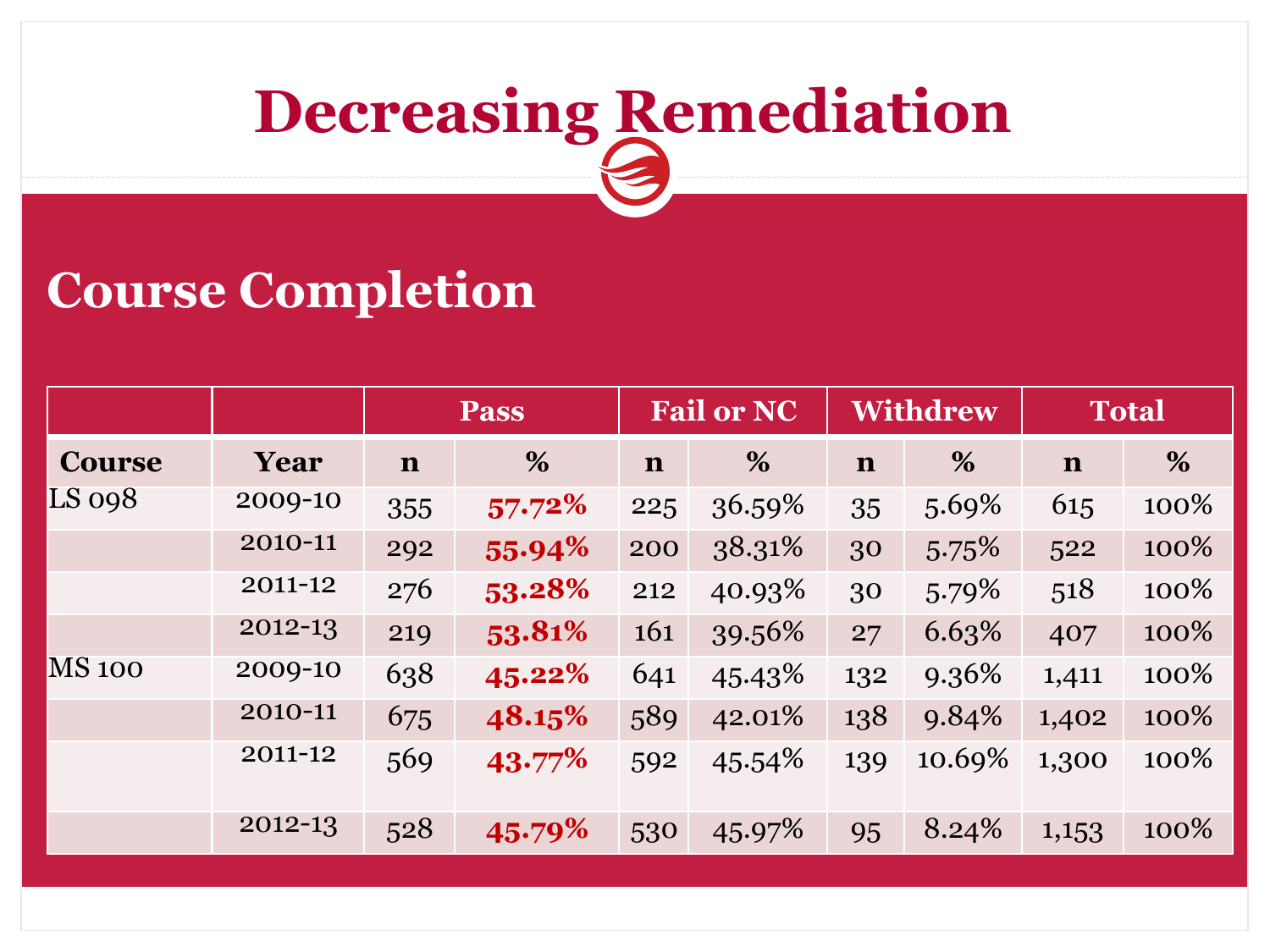# Decreasing Remediation

## Course Completion

| | | Pass | | Fail or NC | | Withdrew | | Total | |
|---|---|---|---|---|---|---|---|---|---|
| **Course** | **Year** | **n** | **%** | **n** | **%** | **n** | **%** | **n** | **%** |
| LS 098 | 2009-10 | 355 | **57.72%** | 225 | 36.59% | 35 | 5.69% | 615 | 100% |
| | 2010-11 | 292 | **55.94%** | 200 | 38.31% | 30 | 5.75% | 522 | 100% |
| | 2011-12 | 276 | **53.28%** | 212 | 40.93% | 30 | 5.79% | 518 | 100% |
| | 2012-13 | 219 | **53.81%** | 161 | 39.56% | 27 | 6.63% | 407 | 100% |
| MS 100 | 2009-10 | 638 | **45.22%** | 641 | 45.43% | 132 | 9.36% | 1,411 | 100% |
| | 2010-11 | 675 | **48.15%** | 589 | 42.01% | 138 | 9.84% | 1,402 | 100% |
| | 2011-12 | 569 | **43.77%** | 592 | 45.54% | 139 | 10.69% | 1,300 | 100% |
| | 2012-13 | 528 | **45.79%** | 530 | 45.97% | 95 | 8.24% | 1,153 | 100% |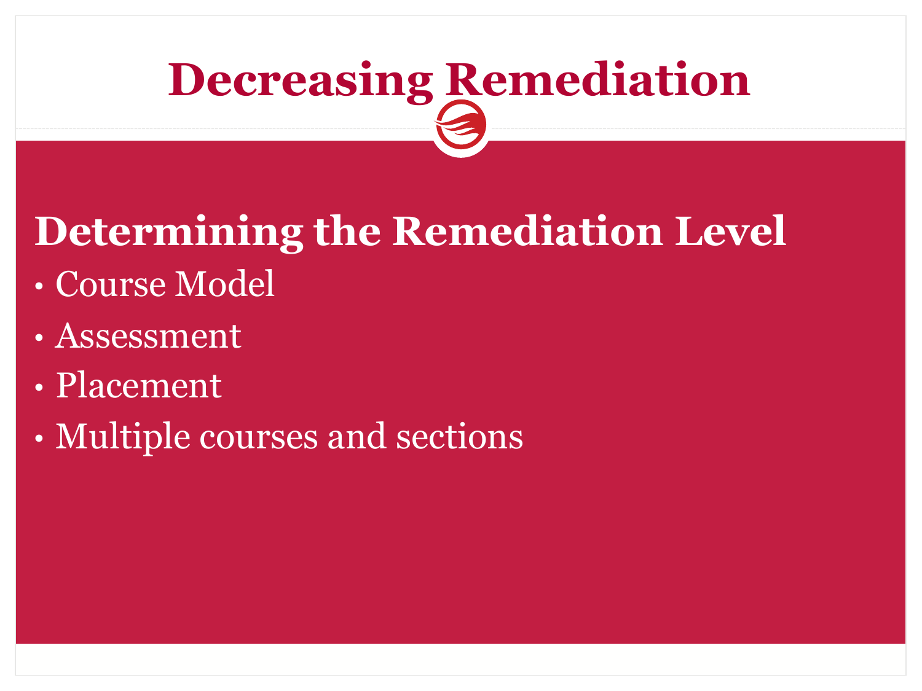# Decreasing Remediation

## Determining the Remediation Level

- Course Model
- Assessment
- Placement
- Multiple courses and sections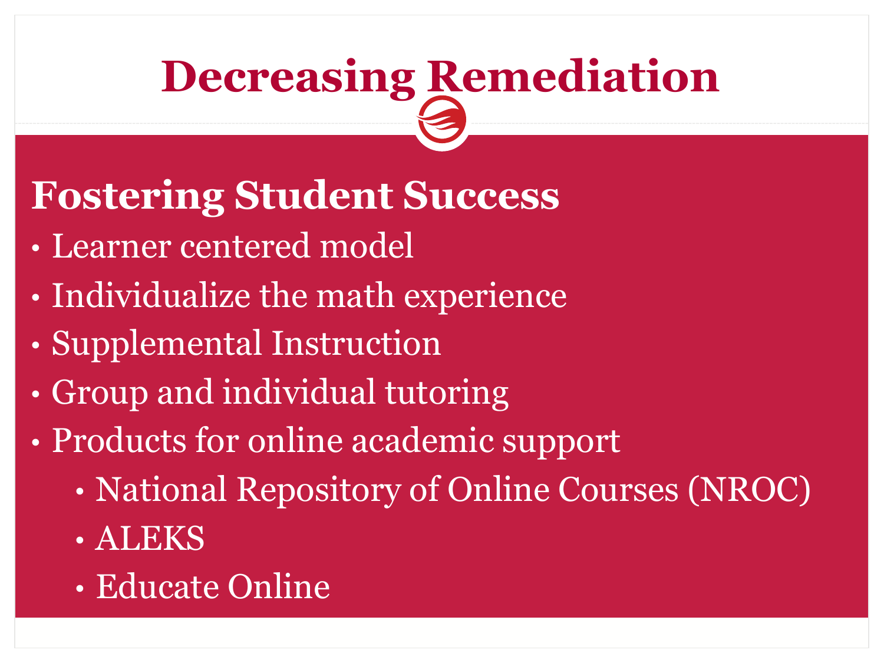# Decreasing Remediation

## Fostering Student Success

- Learner centered model
- Individualize the math experience
- Supplemental Instruction
- Group and individual tutoring
- Products for online academic support
  - National Repository of Online Courses (NROC)
  - ALEKS
  - Educate Online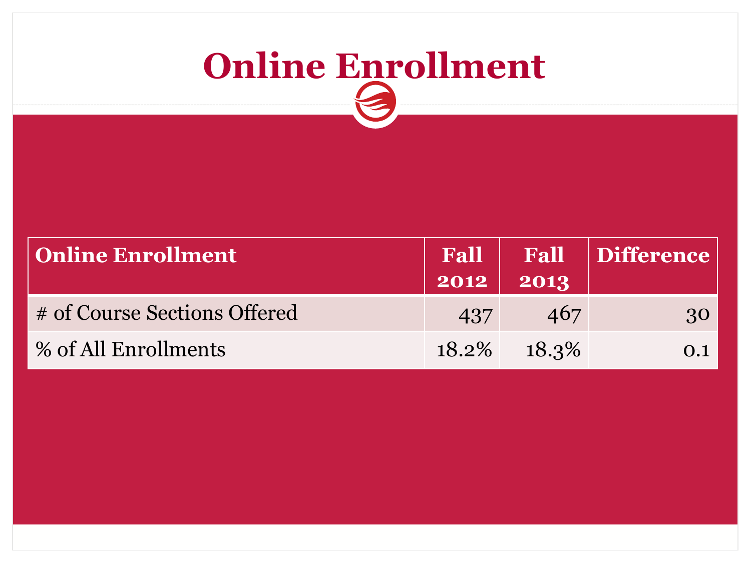# Online Enrollment

| Online Enrollment | Fall 2012 | Fall 2013 | Difference |
|---|---|---|---|
| # of Course Sections Offered | 437 | 467 | 30 |
| % of All Enrollments | 18.2% | 18.3% | 0.1 |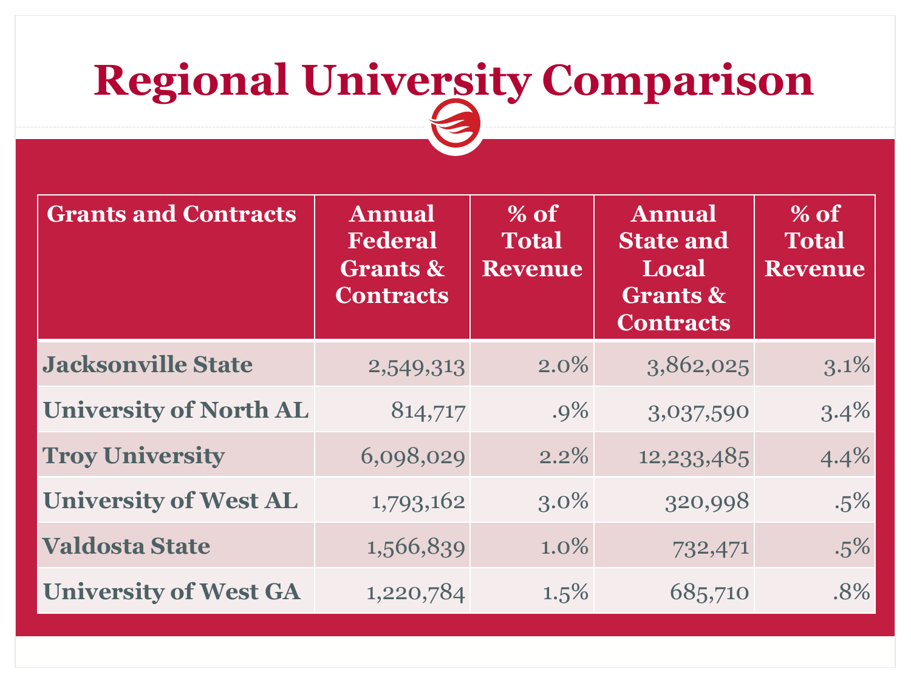# Regional University Comparison

| Grants and Contracts | Annual Federal Grants & Contracts | % of Total Revenue | Annual State and Local Grants & Contracts | % of Total Revenue |
|---|---|---|---|---|
| **Jacksonville State** | 2,549,313 | 2.0% | 3,862,025 | 3.1% |
| **University of North AL** | 814,717 | .9% | 3,037,590 | 3.4% |
| **Troy University** | 6,098,029 | 2.2% | 12,233,485 | 4.4% |
| **University of West AL** | 1,793,162 | 3.0% | 320,998 | .5% |
| **Valdosta State** | 1,566,839 | 1.0% | 732,471 | .5% |
| **University of West GA** | 1,220,784 | 1.5% | 685,710 | .8% |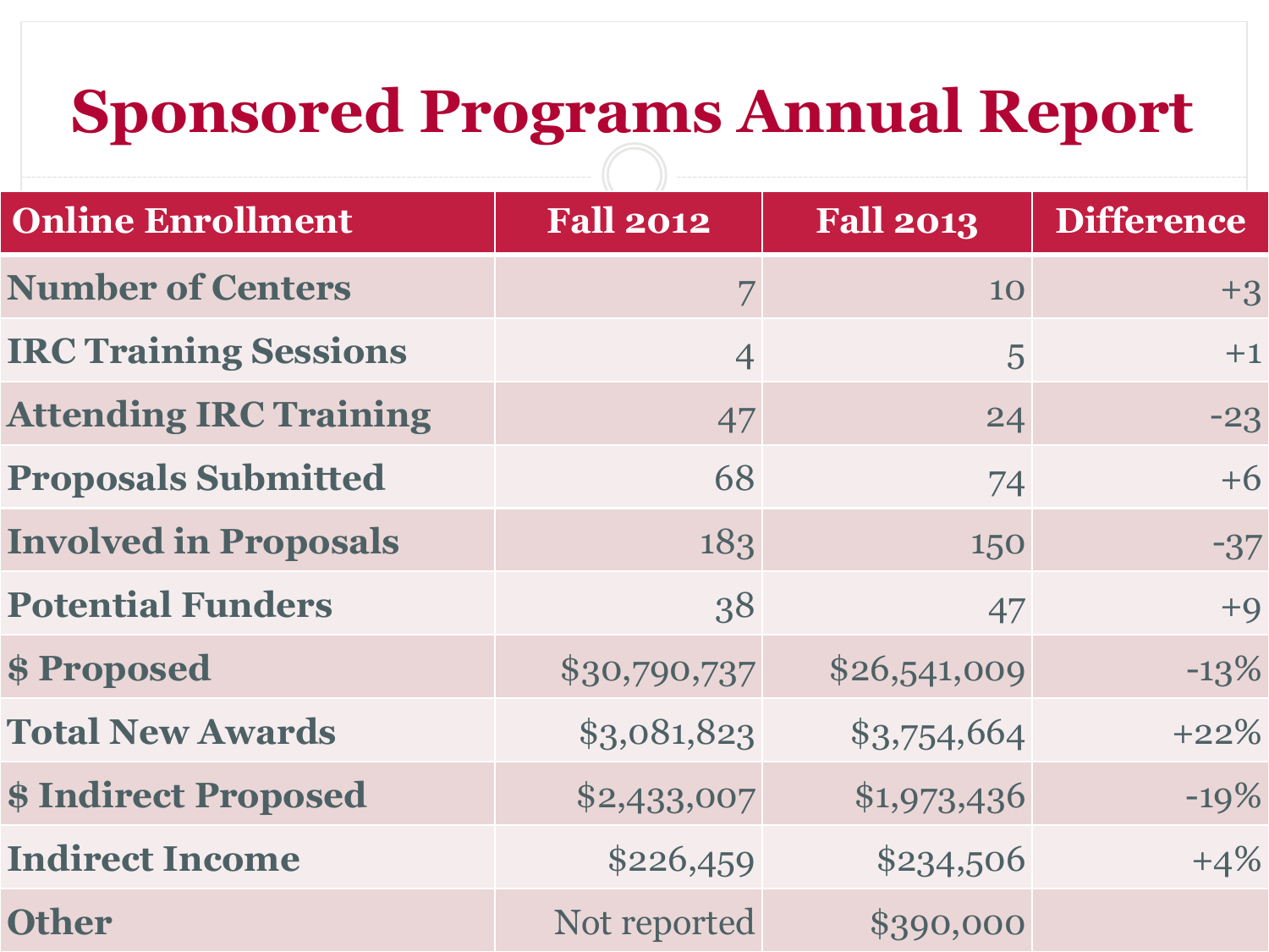# Sponsored Programs Annual Report

| Online Enrollment | Fall 2012 | Fall 2013 | Difference |
|---|---|---|---|
| Number of Centers | 7 | 10 | +3 |
| IRC Training Sessions | 4 | 5 | +1 |
| Attending IRC Training | 47 | 24 | -23 |
| Proposals Submitted | 68 | 74 | +6 |
| Involved in Proposals | 183 | 150 | -37 |
| Potential Funders | 38 | 47 | +9 |
| $ Proposed | $30,790,737 | $26,541,009 | -13% |
| Total New Awards | $3,081,823 | $3,754,664 | +22% |
| $ Indirect Proposed | $2,433,007 | $1,973,436 | -19% |
| Indirect Income | $226,459 | $234,506 | +4% |
| Other | Not reported | $390,000 | |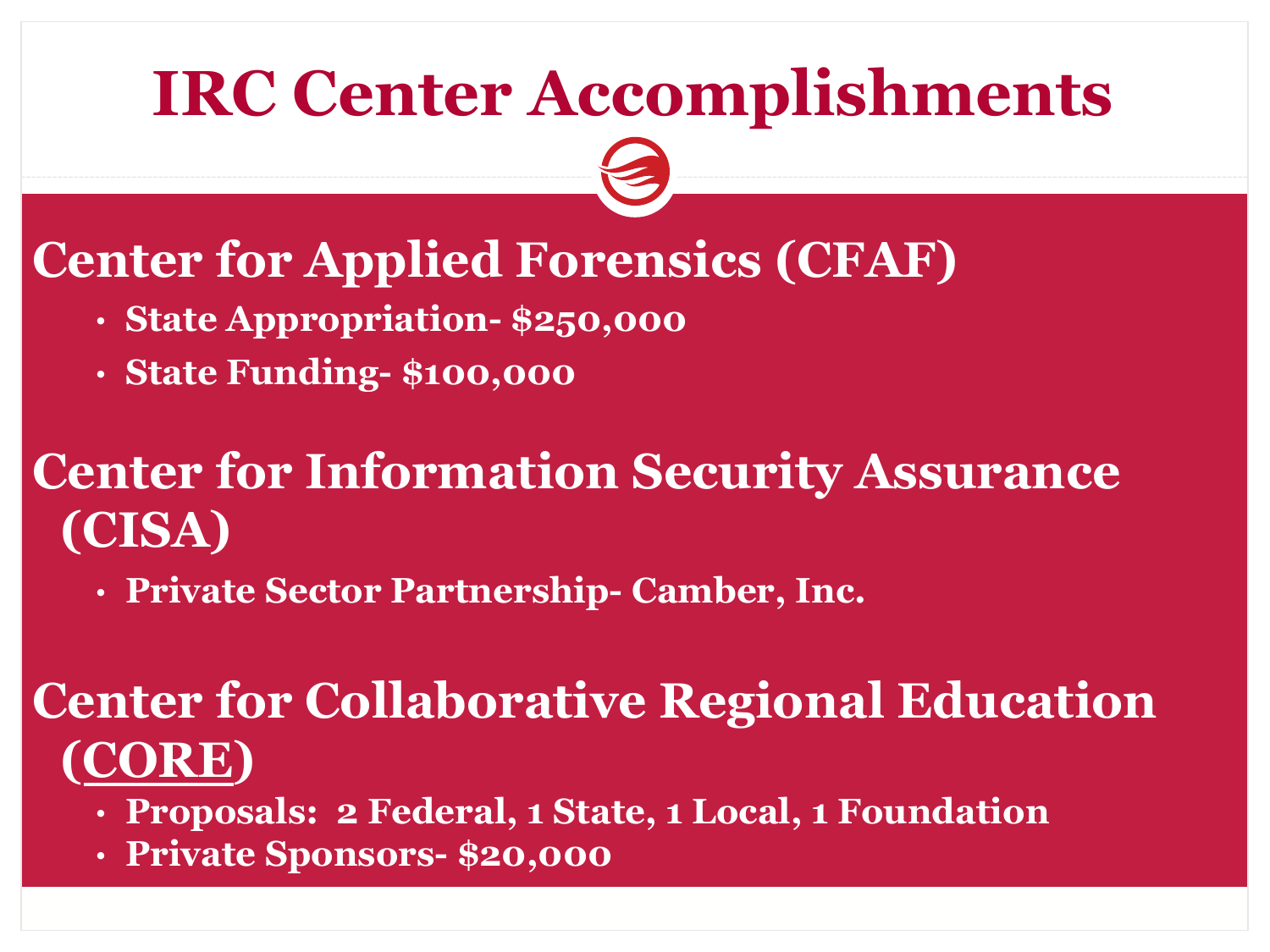# IRC Center Accomplishments

## Center for Applied Forensics (CFAF)

- State Appropriation- $250,000
- State Funding- $100,000

## Center for Information Security Assurance (CISA)

- Private Sector Partnership- Camber, Inc.

## Center for Collaborative Regional Education (CORE)

- Proposals: 2 Federal, 1 State, 1 Local, 1 Foundation
- Private Sponsors- $20,000